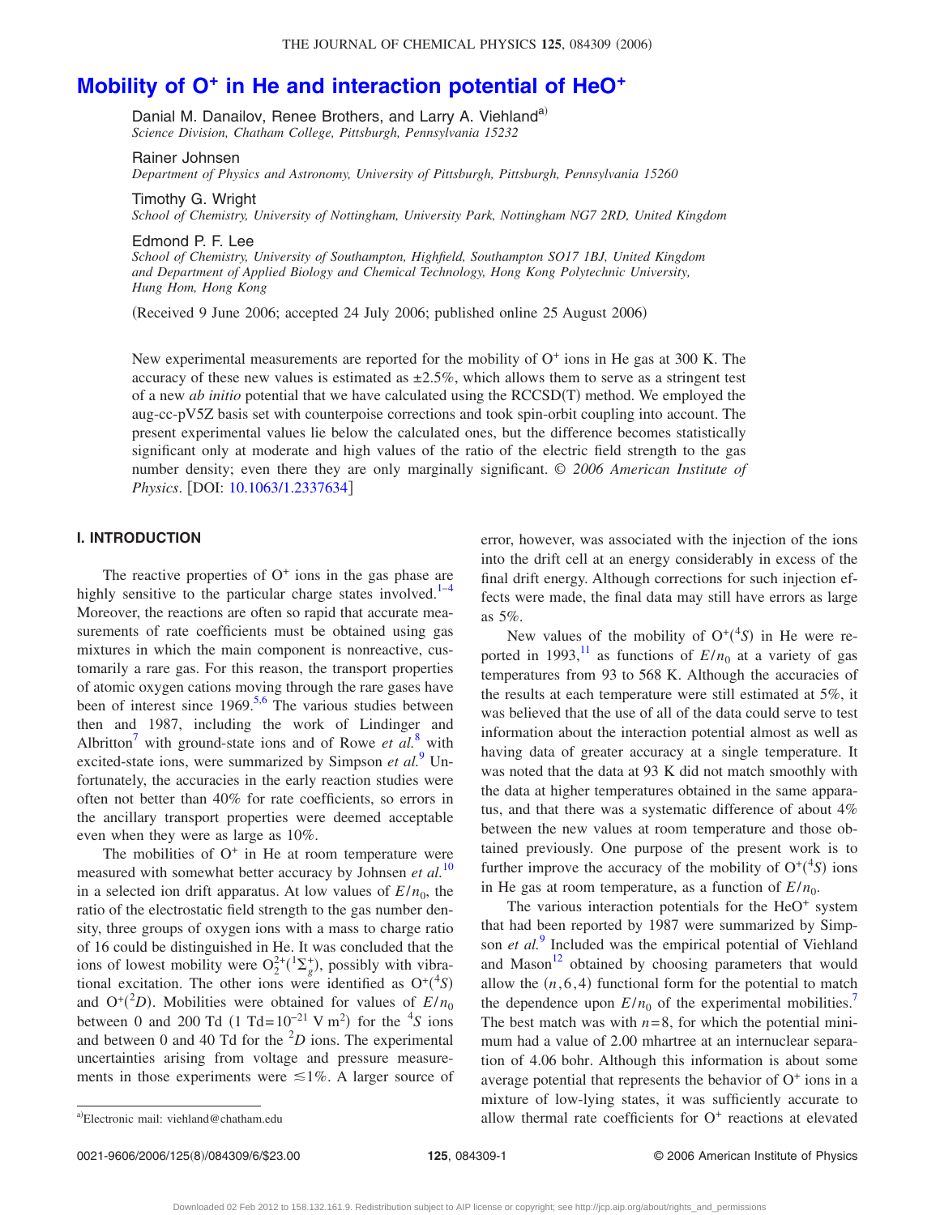# Mobility of $O^+$ in He and interaction potential of $HeO^+$

Danial M. Danailov, Renee Brothers, and Larry A. Viehland[a)]
*Science Division, Chatham College, Pittsburgh, Pennsylvania 15232*

Rainer Johnsen
*Department of Physics and Astronomy, University of Pittsburgh, Pittsburgh, Pennsylvania 15260*

Timothy G. Wright
*School of Chemistry, University of Nottingham, University Park, Nottingham NG7 2RD, United Kingdom*

Edmond P. F. Lee
*School of Chemistry, University of Southampton, Highfield, Southampton SO17 1BJ, United Kingdom and Department of Applied Biology and Chemical Technology, Hong Kong Polytechnic University, Hung Hom, Hong Kong*

(Received 9 June 2006; accepted 24 July 2006; published online 25 August 2006)

New experimental measurements are reported for the mobility of $O^+$ ions in He gas at 300 K. The accuracy of these new values is estimated as ±2.5%, which allows them to serve as a stringent test of a new *ab initio* potential that we have calculated using the RCCSD(T) method. We employed the aug-cc-pV5Z basis set with counterpoise corrections and took spin-orbit coupling into account. The present experimental values lie below the calculated ones, but the difference becomes statistically significant only at moderate and high values of the ratio of the electric field strength to the gas number density; even there they are only marginally significant. © *2006 American Institute of Physics*. [DOI: 10.1063/1.2337634]

## I. INTRODUCTION

The reactive properties of $O^+$ ions in the gas phase are highly sensitive to the particular charge states involved.[1–4] Moreover, the reactions are often so rapid that accurate measurements of rate coefficients must be obtained using gas mixtures in which the main component is nonreactive, customarily a rare gas. For this reason, the transport properties of atomic oxygen cations moving through the rare gases have been of interest since 1969.[5,6] The various studies between then and 1987, including the work of Lindinger and Albritton[7] with ground-state ions and of Rowe *et al.*[8] with excited-state ions, were summarized by Simpson *et al.*[9] Unfortunately, the accuracies in the early reaction studies were often not better than 40% for rate coefficients, so errors in the ancillary transport properties were deemed acceptable even when they were as large as 10%.

The mobilities of $O^+$ in He at room temperature were measured with somewhat better accuracy by Johnsen *et al.*[10] in a selected ion drift apparatus. At low values of $E/n_0$, the ratio of the electrostatic field strength to the gas number density, three groups of oxygen ions with a mass to charge ratio of 16 could be distinguished in He. It was concluded that the ions of lowest mobility were $O_2^{2+}(^1\Sigma_g^+)$, possibly with vibrational excitation. The other ions were identified as $O^+(^4S)$ and $O^+(^2D)$. Mobilities were obtained for values of $E/n_0$ between 0 and 200 Td (1 Td$=10^{-21}$ V m$^2$) for the $^4S$ ions and between 0 and 40 Td for the $^2D$ ions. The experimental uncertainties arising from voltage and pressure measurements in those experiments were $\lesssim 1\%$. A larger source of error, however, was associated with the injection of the ions into the drift cell at an energy considerably in excess of the final drift energy. Although corrections for such injection effects were made, the final data may still have errors as large as 5%.

New values of the mobility of $O^+(^4S)$ in He were reported in 1993,[11] as functions of $E/n_0$ at a variety of gas temperatures from 93 to 568 K. Although the accuracies of the results at each temperature were still estimated at 5%, it was believed that the use of all of the data could serve to test information about the interaction potential almost as well as having data of greater accuracy at a single temperature. It was noted that the data at 93 K did not match smoothly with the data at higher temperatures obtained in the same apparatus, and that there was a systematic difference of about 4% between the new values at room temperature and those obtained previously. One purpose of the present work is to further improve the accuracy of the mobility of $O^+(^4S)$ ions in He gas at room temperature, as a function of $E/n_0$.

The various interaction potentials for the $HeO^+$ system that had been reported by 1987 were summarized by Simpson *et al.*[9] Included was the empirical potential of Viehland and Mason[12] obtained by choosing parameters that would allow the $(n,6,4)$ functional form for the potential to match the dependence upon $E/n_0$ of the experimental mobilities.[7] The best match was with $n=8$, for which the potential minimum had a value of 2.00 mhartree at an internuclear separation of 4.06 bohr. Although this information is about some average potential that represents the behavior of $O^+$ ions in a mixture of low-lying states, it was sufficiently accurate to allow thermal rate coefficients for $O^+$ reactions at elevated

[a)]Electronic mail: viehland@chatham.edu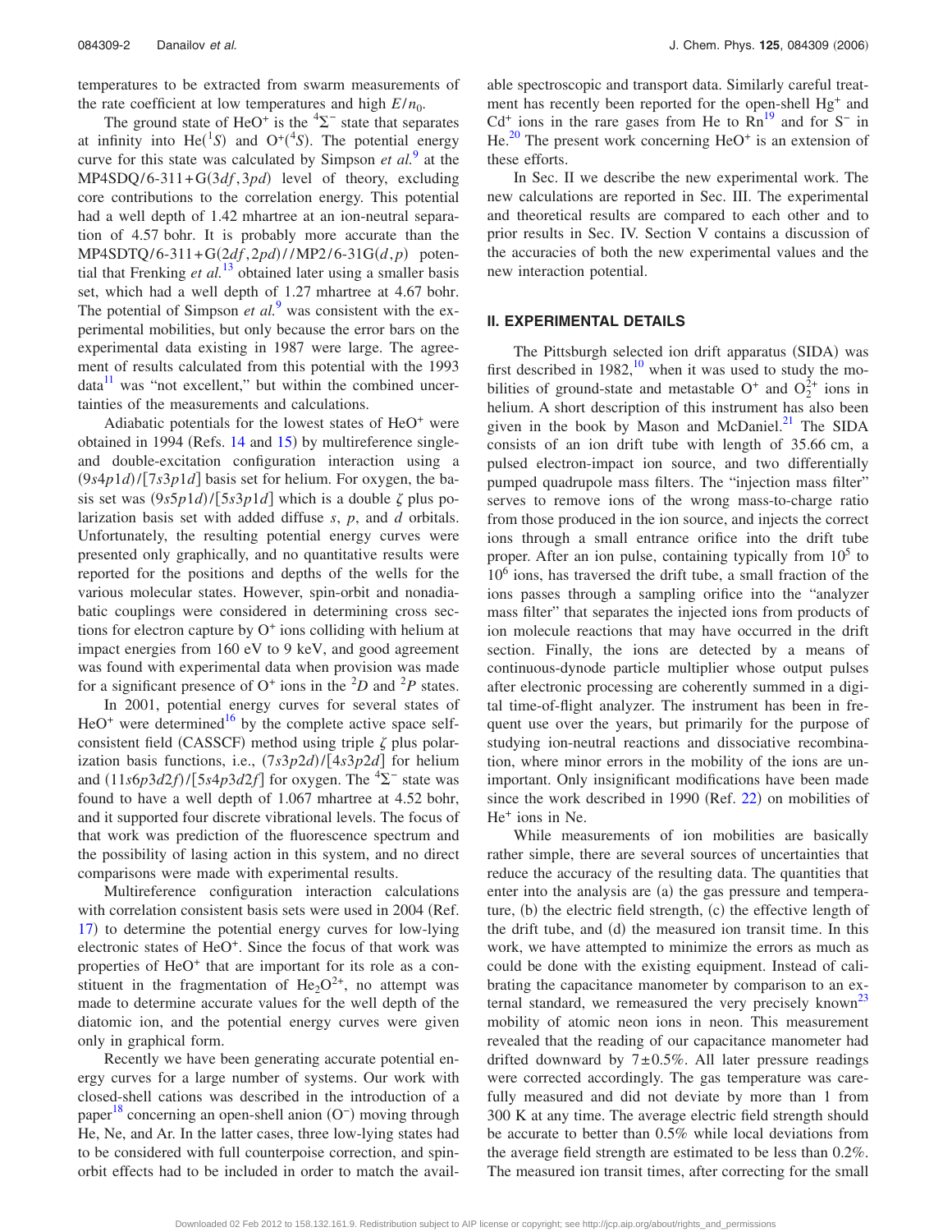temperatures to be extracted from swarm measurements of the rate coefficient at low temperatures and high $E/n_0$.

The ground state of $HeO^+$ is the $^4\Sigma^-$ state that separates at infinity into He($^1S$) and $O^+$($^4S$). The potential energy curve for this state was calculated by Simpson *et al.*[9] at the MP4SDQ/6-311+G(3*df*,3*pd*) level of theory, excluding core contributions to the correlation energy. This potential had a well depth of 1.42 mhartree at an ion-neutral separation of 4.57 bohr. It is probably more accurate than the MP4SDTQ/6-311+G(2*df*,2*pd*)//MP2/6-31G(*d*,*p*) potential that Frenking *et al.*[13] obtained later using a smaller basis set, which had a well depth of 1.27 mhartree at 4.67 bohr. The potential of Simpson *et al.*[9] was consistent with the experimental mobilities, but only because the error bars on the experimental data existing in 1987 were large. The agreement of results calculated from this potential with the 1993 data[11] was "not excellent," but within the combined uncertainties of the measurements and calculations.

Adiabatic potentials for the lowest states of $HeO^+$ were obtained in 1994 (Refs. 14 and 15) by multireference single- and double-excitation configuration interaction using a $(9s4p1d)/[7s3p1d]$ basis set for helium. For oxygen, the basis set was $(9s5p1d)/[5s3p1d]$ which is a double $\zeta$ plus polarization basis set with added diffuse *s*, *p*, and *d* orbitals. Unfortunately, the resulting potential energy curves were presented only graphically, and no quantitative results were reported for the positions and depths of the wells for the various molecular states. However, spin-orbit and nonadiabatic couplings were considered in determining cross sections for electron capture by $O^+$ ions colliding with helium at impact energies from 160 eV to 9 keV, and good agreement was found with experimental data when provision was made for a significant presence of $O^+$ ions in the $^2D$ and $^2P$ states.

In 2001, potential energy curves for several states of $HeO^+$ were determined[16] by the complete active space self-consistent field (CASSCF) method using triple $\zeta$ plus polarization basis functions, i.e., $(7s3p2d)/[4s3p2d]$ for helium and $(11s6p3d2f)/[5s4p3d2f]$ for oxygen. The $^4\Sigma^-$ state was found to have a well depth of 1.067 mhartree at 4.52 bohr, and it supported four discrete vibrational levels. The focus of that work was prediction of the fluorescence spectrum and the possibility of lasing action in this system, and no direct comparisons were made with experimental results.

Multireference configuration interaction calculations with correlation consistent basis sets were used in 2004 (Ref. 17) to determine the potential energy curves for low-lying electronic states of $HeO^+$. Since the focus of that work was properties of $HeO^+$ that are important for its role as a constituent in the fragmentation of $He_2O^{2+}$, no attempt was made to determine accurate values for the well depth of the diatomic ion, and the potential energy curves were given only in graphical form.

Recently we have been generating accurate potential energy curves for a large number of systems. Our work with closed-shell cations was described in the introduction of a paper[18] concerning an open-shell anion ($O^-$) moving through He, Ne, and Ar. In the latter cases, three low-lying states had to be considered with full counterpoise correction, and spin-orbit effects had to be included in order to match the available spectroscopic and transport data. Similarly careful treatment has recently been reported for the open-shell $Hg^+$ and $Cd^+$ ions in the rare gases from He to Rn[19] and for $S^-$ in He.[20] The present work concerning $HeO^+$ is an extension of these efforts.

In Sec. II we describe the new experimental work. The new calculations are reported in Sec. III. The experimental and theoretical results are compared to each other and to prior results in Sec. IV. Section V contains a discussion of the accuracies of both the new experimental values and the new interaction potential.

## II. EXPERIMENTAL DETAILS

The Pittsburgh selected ion drift apparatus (SIDA) was first described in 1982,[10] when it was used to study the mobilities of ground-state and metastable $O^+$ and $O_2^{2+}$ ions in helium. A short description of this instrument has also been given in the book by Mason and McDaniel.[21] The SIDA consists of an ion drift tube with length of 35.66 cm, a pulsed electron-impact ion source, and two differentially pumped quadrupole mass filters. The "injection mass filter" serves to remove ions of the wrong mass-to-charge ratio from those produced in the ion source, and injects the correct ions through a small entrance orifice into the drift tube proper. After an ion pulse, containing typically from $10^5$ to $10^6$ ions, has traversed the drift tube, a small fraction of the ions passes through a sampling orifice into the "analyzer mass filter" that separates the injected ions from products of ion molecule reactions that may have occurred in the drift section. Finally, the ions are detected by a means of continuous-dynode particle multiplier whose output pulses after electronic processing are coherently summed in a digital time-of-flight analyzer. The instrument has been in frequent use over the years, but primarily for the purpose of studying ion-neutral reactions and dissociative recombination, where minor errors in the mobility of the ions are unimportant. Only insignificant modifications have been made since the work described in 1990 (Ref. 22) on mobilities of $He^+$ ions in Ne.

While measurements of ion mobilities are basically rather simple, there are several sources of uncertainties that reduce the accuracy of the resulting data. The quantities that enter into the analysis are (a) the gas pressure and temperature, (b) the electric field strength, (c) the effective length of the drift tube, and (d) the measured ion transit time. In this work, we have attempted to minimize the errors as much as could be done with the existing equipment. Instead of calibrating the capacitance manometer by comparison to an external standard, we remeasured the very precisely known[23] mobility of atomic neon ions in neon. This measurement revealed that the reading of our capacitance manometer had drifted downward by $7 \pm 0.5\%$. All later pressure readings were corrected accordingly. The gas temperature was carefully measured and did not deviate by more than 1 from 300 K at any time. The average electric field strength should be accurate to better than 0.5% while local deviations from the average field strength are estimated to be less than 0.2%. The measured ion transit times, after correcting for the small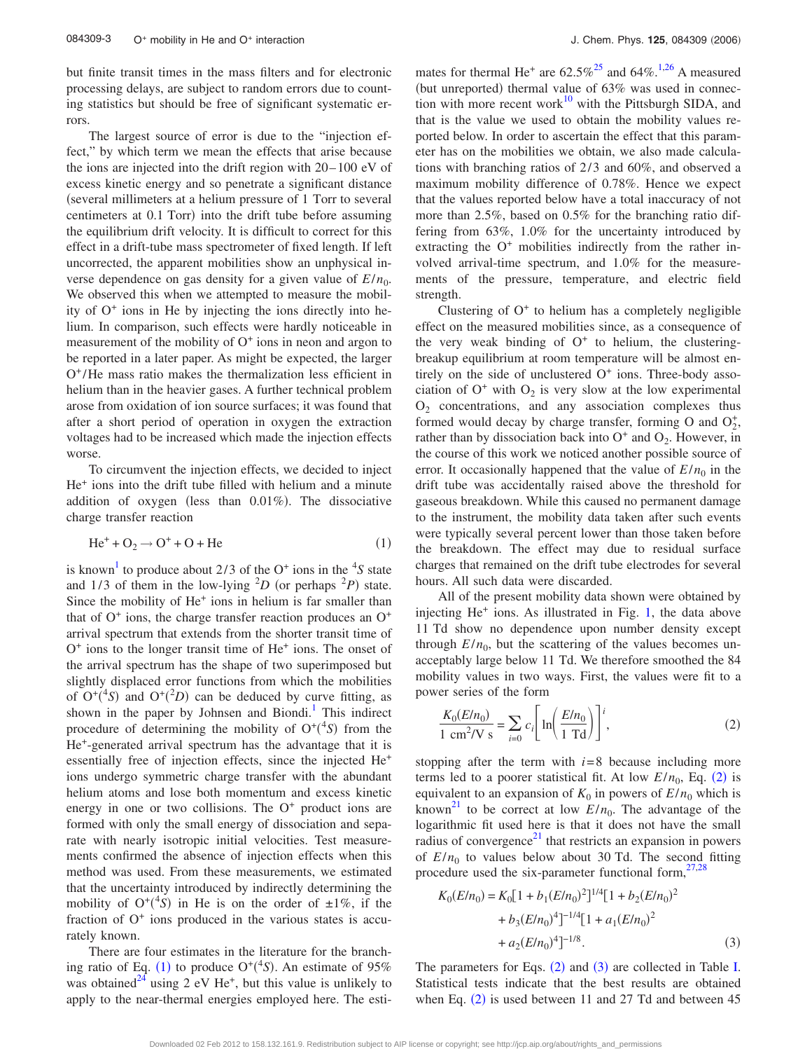but finite transit times in the mass filters and for electronic processing delays, are subject to random errors due to counting statistics but should be free of significant systematic errors.

The largest source of error is due to the "injection effect," by which term we mean the effects that arise because the ions are injected into the drift region with 20–100 eV of excess kinetic energy and so penetrate a significant distance (several millimeters at a helium pressure of 1 Torr to several centimeters at 0.1 Torr) into the drift tube before assuming the equilibrium drift velocity. It is difficult to correct for this effect in a drift-tube mass spectrometer of fixed length. If left uncorrected, the apparent mobilities show an unphysical inverse dependence on gas density for a given value of $E/n_0$. We observed this when we attempted to measure the mobility of $O^+$ ions in He by injecting the ions directly into helium. In comparison, such effects were hardly noticeable in measurement of the mobility of $O^+$ ions in neon and argon to be reported in a later paper. As might be expected, the larger $O^+$/He mass ratio makes the thermalization less efficient in helium than in the heavier gases. A further technical problem arose from oxidation of ion source surfaces; it was found that after a short period of operation in oxygen the extraction voltages had to be increased which made the injection effects worse.

To circumvent the injection effects, we decided to inject $He^+$ ions into the drift tube filled with helium and a minute addition of oxygen (less than 0.01%). The dissociative charge transfer reaction

$$He^+ + O_2 \rightarrow O^+ + O + He \tag{1}$$

is known[1] to produce about 2/3 of the $O^+$ ions in the $^4S$ state and 1/3 of them in the low-lying $^2D$ (or perhaps $^2P$) state. Since the mobility of $He^+$ ions in helium is far smaller than that of $O^+$ ions, the charge transfer reaction produces an $O^+$ arrival spectrum that extends from the shorter transit time of $O^+$ ions to the longer transit time of $He^+$ ions. The onset of the arrival spectrum has the shape of two superimposed but slightly displaced error functions from which the mobilities of $O^+(^4S)$ and $O^+(^2D)$ can be deduced by curve fitting, as shown in the paper by Johnsen and Biondi.[1] This indirect procedure of determining the mobility of $O^+(^4S)$ from the $He^+$-generated arrival spectrum has the advantage that it is essentially free of injection effects, since the injected $He^+$ ions undergo symmetric charge transfer with the abundant helium atoms and lose both momentum and excess kinetic energy in one or two collisions. The $O^+$ product ions are formed with only the small energy of dissociation and separate with nearly isotropic initial velocities. Test measurements confirmed the absence of injection effects when this method was used. From these measurements, we estimated that the uncertainty introduced by indirectly determining the mobility of $O^+(^4S)$ in He is on the order of ±1%, if the fraction of $O^+$ ions produced in the various states is accurately known.

There are four estimates in the literature for the branching ratio of Eq. (1) to produce $O^+(^4S)$. An estimate of 95% was obtained[24] using 2 eV $He^+$, but this value is unlikely to apply to the near-thermal energies employed here. The estimates for thermal $He^+$ are 62.5%[25] and 64%.[1,26] A measured (but unreported) thermal value of 63% was used in connection with more recent work[10] with the Pittsburgh SIDA, and that is the value we used to obtain the mobility values reported below. In order to ascertain the effect that this parameter has on the mobilities we obtain, we also made calculations with branching ratios of 2/3 and 60%, and observed a maximum mobility difference of 0.78%. Hence we expect that the values reported below have a total inaccuracy of not more than 2.5%, based on 0.5% for the branching ratio differing from 63%, 1.0% for the uncertainty introduced by extracting the $O^+$ mobilities indirectly from the rather involved arrival-time spectrum, and 1.0% for the measurements of the pressure, temperature, and electric field strength.

Clustering of $O^+$ to helium has a completely negligible effect on the measured mobilities since, as a consequence of the very weak binding of $O^+$ to helium, the clustering-breakup equilibrium at room temperature will be almost entirely on the side of unclustered $O^+$ ions. Three-body association of $O^+$ with $O_2$ is very slow at the low experimental $O_2$ concentrations, and any association complexes thus formed would decay by charge transfer, forming O and $O_2^+$, rather than by dissociation back into $O^+$ and $O_2$. However, in the course of this work we noticed another possible source of error. It occasionally happened that the value of $E/n_0$ in the drift tube was accidentally raised above the threshold for gaseous breakdown. While this caused no permanent damage to the instrument, the mobility data taken after such events were typically several percent lower than those taken before the breakdown. The effect may due to residual surface charges that remained on the drift tube electrodes for several hours. All such data were discarded.

All of the present mobility data shown were obtained by injecting $He^+$ ions. As illustrated in Fig. 1, the data above 11 Td show no dependence upon number density except through $E/n_0$, but the scattering of the values becomes unacceptably large below 11 Td. We therefore smoothed the 84 mobility values in two ways. First, the values were fit to a power series of the form

$$\frac{K_0(E/n_0)}{1\ \text{cm}^2/\text{V s}} = \sum_{i=0} c_i \left[ \ln\left( \frac{E/n_0}{1\ \text{Td}} \right) \right]^i, \tag{2}$$

stopping after the term with $i=8$ because including more terms led to a poorer statistical fit. At low $E/n_0$, Eq. (2) is equivalent to an expansion of $K_0$ in powers of $E/n_0$ which is known[21] to be correct at low $E/n_0$. The advantage of the logarithmic fit used here is that it does not have the small radius of convergence[21] that restricts an expansion in powers of $E/n_0$ to values below about 30 Td. The second fitting procedure used the six-parameter functional form,[27,28]

$$K_0(E/n_0) = K_0[1 + b_1(E/n_0)^2]^{1/4}[1 + b_2(E/n_0)^2 + b_3(E/n_0)^4]^{-1/4}[1 + a_1(E/n_0)^2 + a_2(E/n_0)^4]^{-1/8}. \tag{3}$$

The parameters for Eqs. (2) and (3) are collected in Table I. Statistical tests indicate that the best results are obtained when Eq. (2) is used between 11 and 27 Td and between 45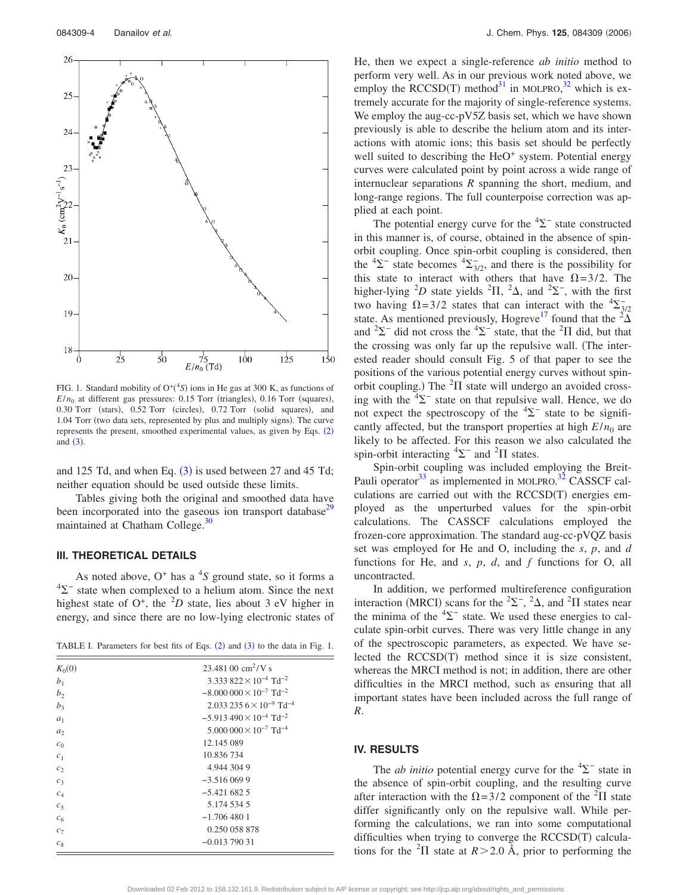FIG. 1. Standard mobility of $O^+(^4S)$ ions in He gas at 300 K, as functions of $E/n_0$ at different gas pressures: 0.15 Torr (triangles), 0.16 Torr (squares), 0.30 Torr (stars), 0.52 Torr (circles), 0.72 Torr (solid squares), and 1.04 Torr (two data sets, represented by plus and multiply signs). The curve represents the present, smoothed experimental values, as given by Eqs. (2) and (3).

and 125 Td, and when Eq. (3) is used between 27 and 45 Td; neither equation should be used outside these limits.

Tables giving both the original and smoothed data have been incorporated into the gaseous ion transport database[29] maintained at Chatham College.[30]

## III. THEORETICAL DETAILS

As noted above, $O^+$ has a $^4S$ ground state, so it forms a $^4\Sigma^-$ state when complexed to a helium atom. Since the next highest state of $O^+$, the $^2D$ state, lies about 3 eV higher in energy, and since there are no low-lying electronic states of He, then we expect a single-reference *ab initio* method to perform very well. As in our previous work noted above, we employ the RCCSD(T) method[31] in MOLPRO,[32] which is extremely accurate for the majority of single-reference systems. We employ the aug-cc-pV5Z basis set, which we have shown previously is able to describe the helium atom and its interactions with atomic ions; this basis set should be perfectly well suited to describing the $HeO^+$ system. Potential energy curves were calculated point by point across a wide range of internuclear separations $R$ spanning the short, medium, and long-range regions. The full counterpoise correction was applied at each point.

The potential energy curve for the $^4\Sigma^-$ state constructed in this manner is, of course, obtained in the absence of spin-orbit coupling. Once spin-orbit coupling is considered, then the $^4\Sigma^-$ state becomes $^4\Sigma^-_{3/2}$, and there is the possibility for this state to interact with others that have $\Omega=3/2$. The higher-lying $^2D$ state yields $^2\Pi$, $^2\Delta$, and $^2\Sigma^-$, with the first two having $\Omega=3/2$ states that can interact with the $^4\Sigma^-_{3/2}$ state. As mentioned previously, Hogreve[17] found that the $^2\Delta$ and $^2\Sigma^-$ did not cross the $^4\Sigma^-$ state, that the $^2\Pi$ did, but that the crossing was only far up the repulsive wall. (The interested reader should consult Fig. 5 of that paper to see the positions of the various potential energy curves without spin-orbit coupling.) The $^2\Pi$ state will undergo an avoided crossing with the $^4\Sigma^-$ state on that repulsive wall. Hence, we do not expect the spectroscopy of the $^4\Sigma^-$ state to be significantly affected, but the transport properties at high $E/n_0$ are likely to be affected. For this reason we also calculated the spin-orbit interacting $^4\Sigma^-$ and $^2\Pi$ states.

Spin-orbit coupling was included employing the Breit-Pauli operator[33] as implemented in MOLPRO.[32] CASSCF calculations are carried out with the RCCSD(T) energies employed as the unperturbed values for the spin-orbit calculations. The CASSCF calculations employed the frozen-core approximation. The standard aug-cc-pVQZ basis set was employed for He and O, including the *s*, *p*, and *d* functions for He, and *s*, *p*, *d*, and *f* functions for O, all uncontracted.

In addition, we performed multireference configuration interaction (MRCI) scans for the $^2\Sigma^-$, $^2\Delta$, and $^2\Pi$ states near the minima of the $^4\Sigma^-$ state. We used these energies to calculate spin-orbit curves. There was very little change in any of the spectroscopic parameters, as expected. We have selected the RCCSD(T) method since it is size consistent, whereas the MRCI method is not; in addition, there are other difficulties in the MRCI method, such as ensuring that all important states have been included across the full range of $R$.

TABLE I. Parameters for best fits of Eqs. (2) and (3) to the data in Fig. 1.

| | |
|---|---|
| $K_0(0)$ | 23.481 00 $cm^2/V\,s$ |
| $b_1$ | $3.333\,822\times10^{-4}$ $Td^{-2}$ |
| $b_2$ | $-8.000\,000\times10^{-7}$ $Td^{-2}$ |
| $b_3$ | $2.033\,235\,6\times10^{-9}$ $Td^{-4}$ |
| $a_1$ | $-5.913\,490\times10^{-4}$ $Td^{-2}$ |
| $a_2$ | $5.000\,000\times10^{-7}$ $Td^{-4}$ |
| $c_0$ | 12.145 089 |
| $c_1$ | 10.836 734 |
| $c_2$ | 4.944 304 9 |
| $c_3$ | −3.516 069 9 |
| $c_4$ | −5.421 682 5 |
| $c_5$ | 5.174 534 5 |
| $c_6$ | −1.706 480 1 |
| $c_7$ | 0.250 058 878 |
| $c_8$ | −0.013 790 31 |

## IV. RESULTS

The *ab initio* potential energy curve for the $^4\Sigma^-$ state in the absence of spin-orbit coupling, and the resulting curve after interaction with the $\Omega=3/2$ component of the $^2\Pi$ state differ significantly only on the repulsive wall. While performing the calculations, we ran into some computational difficulties when trying to converge the RCCSD(T) calculations for the $^2\Pi$ state at $R>2.0$ Å, prior to performing the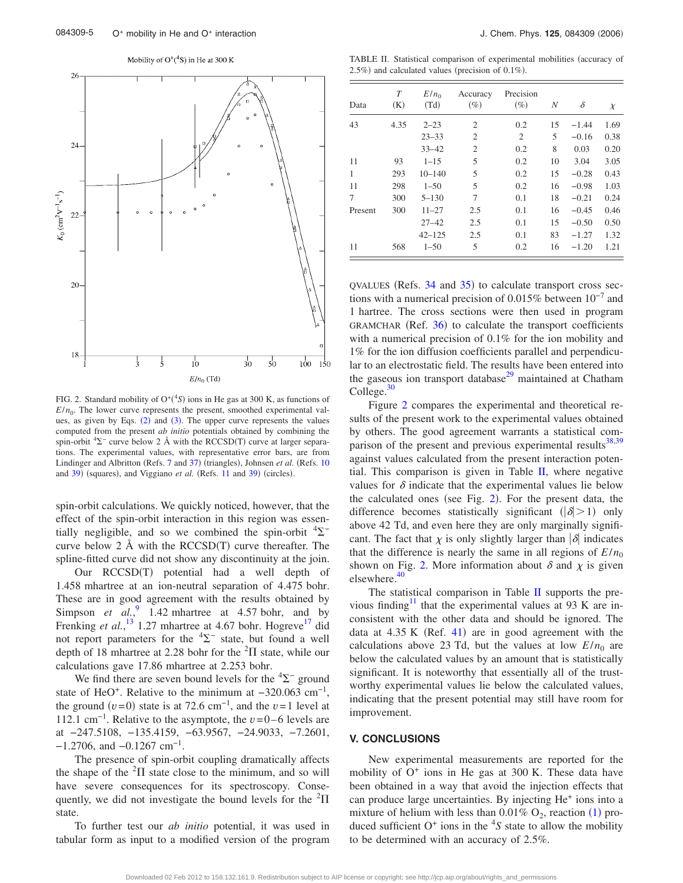FIG. 2. Standard mobility of $O^+(^4S)$ ions in He gas at 300 K, as functions of $E/n_0$. The lower curve represents the present, smoothed experimental values, as given by Eqs. (2) and (3). The upper curve represents the values computed from the present *ab initio* potentials obtained by combining the spin-orbit $^4\Sigma^-$ curve below 2 Å with the RCCSD(T) curve at larger separations. The experimental values, with representative error bars, are from Lindinger and Albritton (Refs. 7 and 37) (triangles), Johnsen *et al.* (Refs. 10 and 39) (squares), and Viggiano *et al.* (Refs. 11 and 39) (circles).

spin-orbit calculations. We quickly noticed, however, that the effect of the spin-orbit interaction in this region was essentially negligible, and so we combined the spin-orbit $^4\Sigma^-$ curve below 2 Å with the RCCSD(T) curve thereafter. The spline-fitted curve did not show any discontinuity at the join.

Our RCCSD(T) potential had a well depth of 1.458 mhartree at an ion-neutral separation of 4.475 bohr. These are in good agreement with the results obtained by Simpson *et al.*,[9] 1.42 mhartree at 4.57 bohr, and by Frenking *et al.*,[13] 1.27 mhartree at 4.67 bohr. Hogreve[17] did not report parameters for the $^4\Sigma^-$ state, but found a well depth of 18 mhartree at 2.28 bohr for the $^2\Pi$ state, while our calculations gave 17.86 mhartree at 2.253 bohr.

We find there are seven bound levels for the $^4\Sigma^-$ ground state of $HeO^+$. Relative to the minimum at $-320.063$ cm$^{-1}$, the ground ($v=0$) state is at 72.6 cm$^{-1}$, and the $v=1$ level at 112.1 cm$^{-1}$. Relative to the asymptote, the $v=0$–6 levels are at $-247.5108$, $-135.4159$, $-63.9567$, $-24.9033$, $-7.2601$, $-1.2706$, and $-0.1267$ cm$^{-1}$.

The presence of spin-orbit coupling dramatically affects the shape of the $^2\Pi$ state close to the minimum, and so will have severe consequences for its spectroscopy. Consequently, we did not investigate the bound levels for the $^2\Pi$ state.

To further test our *ab initio* potential, it was used in tabular form as input to a modified version of the program QVALUES (Refs. 34 and 35) to calculate transport cross sections with a numerical precision of 0.015% between $10^{-7}$ and 1 hartree. The cross sections were then used in program GRAMCHAR (Ref. 36) to calculate the transport coefficients with a numerical precision of 0.1% for the ion mobility and 1% for the ion diffusion coefficients parallel and perpendicular to an electrostatic field. The results have been entered into the gaseous ion transport database[29] maintained at Chatham College.[30]

TABLE II. Statistical comparison of experimental mobilities (accuracy of 2.5%) and calculated values (precision of 0.1%).

| Data | $T$ (K) | $E/n_0$ (Td) | Accuracy (%) | Precision (%) | $N$ | $\delta$ | $\chi$ |
|---|---|---|---|---|---|---|---|
| 43 | 4.35 | 2–23 | 2 | 0.2 | 15 | −1.44 | 1.69 |
| | | 23–33 | 2 | 2 | 5 | −0.16 | 0.38 |
| | | 33–42 | 2 | 0.2 | 8 | 0.03 | 0.20 |
| 11 | 93 | 1–15 | 5 | 0.2 | 10 | 3.04 | 3.05 |
| 1 | 293 | 10–140 | 5 | 0.2 | 15 | −0.28 | 0.43 |
| 11 | 298 | 1–50 | 5 | 0.2 | 16 | −0.98 | 1.03 |
| 7 | 300 | 5–130 | 7 | 0.1 | 18 | −0.21 | 0.24 |
| Present | 300 | 11–27 | 2.5 | 0.1 | 16 | −0.45 | 0.46 |
| | | 27–42 | 2.5 | 0.1 | 15 | −0.50 | 0.50 |
| | | 42–125 | 2.5 | 0.1 | 83 | −1.27 | 1.32 |
| 11 | 568 | 1–50 | 5 | 0.2 | 16 | −1.20 | 1.21 |

Figure 2 compares the experimental and theoretical results of the present work to the experimental values obtained by others. The good agreement warrants a statistical comparison of the present and previous experimental results[38,39] against values calculated from the present interaction potential. This comparison is given in Table II, where negative values for $\delta$ indicate that the experimental values lie below the calculated ones (see Fig. 2). For the present data, the difference becomes statistically significant ($|\delta|>1$) only above 42 Td, and even here they are only marginally significant. The fact that $\chi$ is only slightly larger than $|\delta|$ indicates that the difference is nearly the same in all regions of $E/n_0$ shown on Fig. 2. More information about $\delta$ and $\chi$ is given elsewhere.[40]

The statistical comparison in Table II supports the previous finding[11] that the experimental values at 93 K are inconsistent with the other data and should be ignored. The data at 4.35 K (Ref. 41) are in good agreement with the calculations above 23 Td, but the values at low $E/n_0$ are below the calculated values by an amount that is statistically significant. It is noteworthy that essentially all of the trustworthy experimental values lie below the calculated values, indicating that the present potential may still have room for improvement.

## V. CONCLUSIONS

New experimental measurements are reported for the mobility of $O^+$ ions in He gas at 300 K. These data have been obtained in a way that avoid the injection effects that can produce large uncertainties. By injecting $He^+$ ions into a mixture of helium with less than 0.01% $O_2$, reaction (1) produced sufficient $O^+$ ions in the $^4S$ state to allow the mobility to be determined with an accuracy of 2.5%.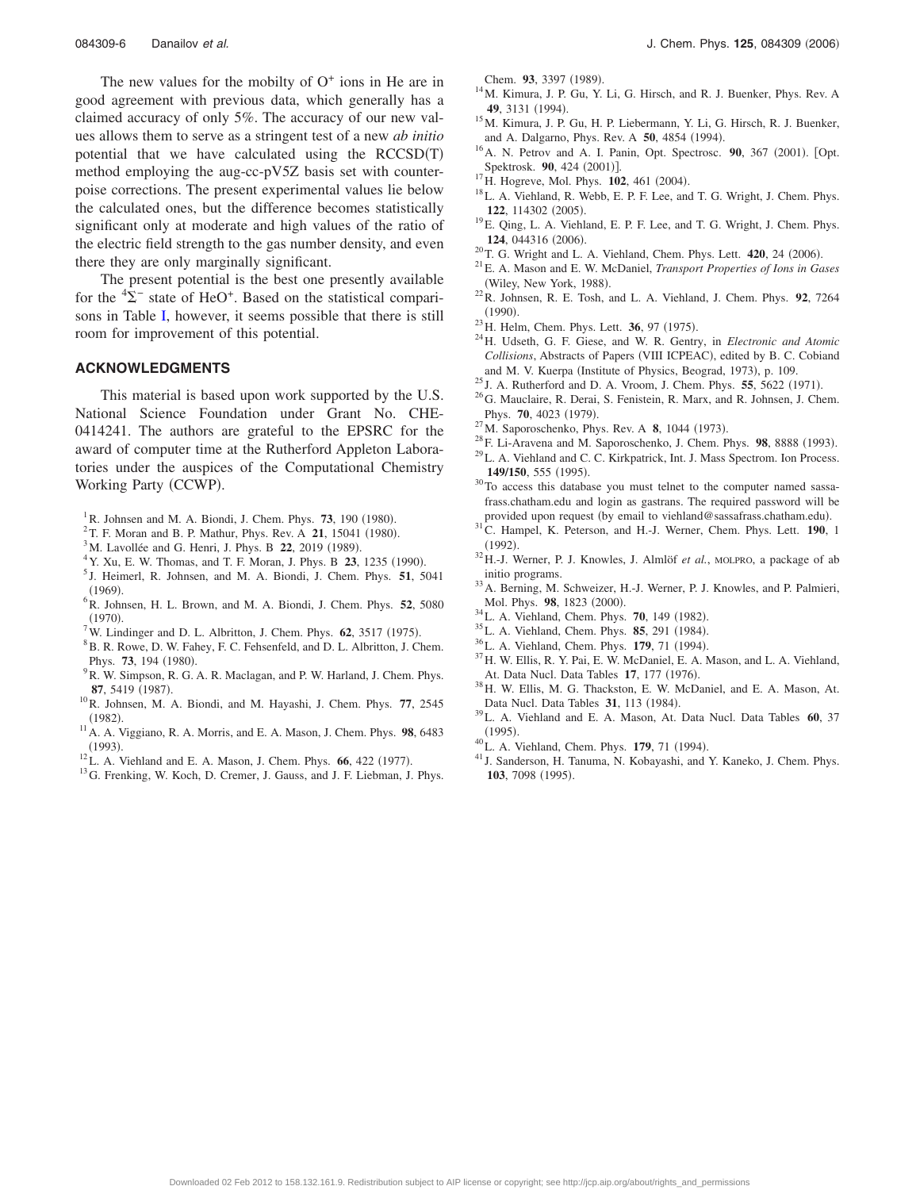The new values for the mobilty of $O^+$ ions in He are in good agreement with previous data, which generally has a claimed accuracy of only 5%. The accuracy of our new values allows them to serve as a stringent test of a new *ab initio* potential that we have calculated using the RCCSD(T) method employing the aug-cc-pV5Z basis set with counterpoise corrections. The present experimental values lie below the calculated ones, but the difference becomes statistically significant only at moderate and high values of the ratio of the electric field strength to the gas number density, and even there they are only marginally significant.

The present potential is the best one presently available for the $^4\Sigma^-$ state of $HeO^+$. Based on the statistical comparisons in Table I, however, it seems possible that there is still room for improvement of this potential.

## ACKNOWLEDGMENTS

This material is based upon work supported by the U.S. National Science Foundation under Grant No. CHE-0414241. The authors are grateful to the EPSRC for the award of computer time at the Rutherford Appleton Laboratories under the auspices of the Computational Chemistry Working Party (CCWP).

[1] R. Johnsen and M. A. Biondi, J. Chem. Phys. **73**, 190 (1980).
[2] T. F. Moran and B. P. Mathur, Phys. Rev. A **21**, 15041 (1980).
[3] M. Lavollée and G. Henri, J. Phys. B **22**, 2019 (1989).
[4] Y. Xu, E. W. Thomas, and T. F. Moran, J. Phys. B **23**, 1235 (1990).
[5] J. Heimerl, R. Johnsen, and M. A. Biondi, J. Chem. Phys. **51**, 5041 (1969).
[6] R. Johnsen, H. L. Brown, and M. A. Biondi, J. Chem. Phys. **52**, 5080 (1970).
[7] W. Lindinger and D. L. Albritton, J. Chem. Phys. **62**, 3517 (1975).
[8] B. R. Rowe, D. W. Fahey, F. C. Fehsenfeld, and D. L. Albritton, J. Chem. Phys. **73**, 194 (1980).
[9] R. W. Simpson, R. G. A. R. Maclagan, and P. W. Harland, J. Chem. Phys. **87**, 5419 (1987).
[10] R. Johnsen, M. A. Biondi, and M. Hayashi, J. Chem. Phys. **77**, 2545 (1982).
[11] A. A. Viggiano, R. A. Morris, and E. A. Mason, J. Chem. Phys. **98**, 6483 (1993).
[12] L. A. Viehland and E. A. Mason, J. Chem. Phys. **66**, 422 (1977).
[13] G. Frenking, W. Koch, D. Cremer, J. Gauss, and J. F. Liebman, J. Phys. Chem. **93**, 3397 (1989).
[14] M. Kimura, J. P. Gu, Y. Li, G. Hirsch, and R. J. Buenker, Phys. Rev. A **49**, 3131 (1994).
[15] M. Kimura, J. P. Gu, H. P. Liebermann, Y. Li, G. Hirsch, R. J. Buenker, and A. Dalgarno, Phys. Rev. A **50**, 4854 (1994).
[16] A. N. Petrov and A. I. Panin, Opt. Spectrosc. **90**, 367 (2001). [Opt. Spektrosk. **90**, 424 (2001)].
[17] H. Hogreve, Mol. Phys. **102**, 461 (2004).
[18] L. A. Viehland, R. Webb, E. P. F. Lee, and T. G. Wright, J. Chem. Phys. **122**, 114302 (2005).
[19] E. Qing, L. A. Viehland, E. P. F. Lee, and T. G. Wright, J. Chem. Phys. **124**, 044316 (2006).
[20] T. G. Wright and L. A. Viehland, Chem. Phys. Lett. **420**, 24 (2006).
[21] E. A. Mason and E. W. McDaniel, *Transport Properties of Ions in Gases* (Wiley, New York, 1988).
[22] R. Johnsen, R. E. Tosh, and L. A. Viehland, J. Chem. Phys. **92**, 7264 (1990).
[23] H. Helm, Chem. Phys. Lett. **36**, 97 (1975).
[24] H. Udseth, G. F. Giese, and W. R. Gentry, in *Electronic and Atomic Collisions*, Abstracts of Papers (VIII ICPEAC), edited by B. C. Cobiand and M. V. Kuerpa (Institute of Physics, Beograd, 1973), p. 109.
[25] J. A. Rutherford and D. A. Vroom, J. Chem. Phys. **55**, 5622 (1971).
[26] G. Mauclaire, R. Derai, S. Fenistein, R. Marx, and R. Johnsen, J. Chem. Phys. **70**, 4023 (1979).
[27] M. Saporoschenko, Phys. Rev. A **8**, 1044 (1973).
[28] F. Li-Aravena and M. Saporoschenko, J. Chem. Phys. **98**, 8888 (1993).
[29] L. A. Viehland and C. C. Kirkpatrick, Int. J. Mass Spectrom. Ion Process. **149/150**, 555 (1995).
[30] To access this database you must telnet to the computer named sassafrass.chatham.edu and login as gastrans. The required password will be provided upon request (by email to viehland@sassafrass.chatham.edu).
[31] C. Hampel, K. Peterson, and H.-J. Werner, Chem. Phys. Lett. **190**, 1 (1992).
[32] H.-J. Werner, P. J. Knowles, J. Almlöf *et al.*, MOLPRO, a package of ab initio programs.
[33] A. Berning, M. Schweizer, H.-J. Werner, P. J. Knowles, and P. Palmieri, Mol. Phys. **98**, 1823 (2000).
[34] L. A. Viehland, Chem. Phys. **70**, 149 (1982).
[35] L. A. Viehland, Chem. Phys. **85**, 291 (1984).
[36] L. A. Viehland, Chem. Phys. **179**, 71 (1994).
[37] H. W. Ellis, R. Y. Pai, E. W. McDaniel, E. A. Mason, and L. A. Viehland, At. Data Nucl. Data Tables **17**, 177 (1976).
[38] H. W. Ellis, M. G. Thackston, E. W. McDaniel, and E. A. Mason, At. Data Nucl. Data Tables **31**, 113 (1984).
[39] L. A. Viehland and E. A. Mason, At. Data Nucl. Data Tables **60**, 37 (1995).
[40] L. A. Viehland, Chem. Phys. **179**, 71 (1994).
[41] J. Sanderson, H. Tanuma, N. Kobayashi, and Y. Kaneko, J. Chem. Phys. **103**, 7098 (1995).